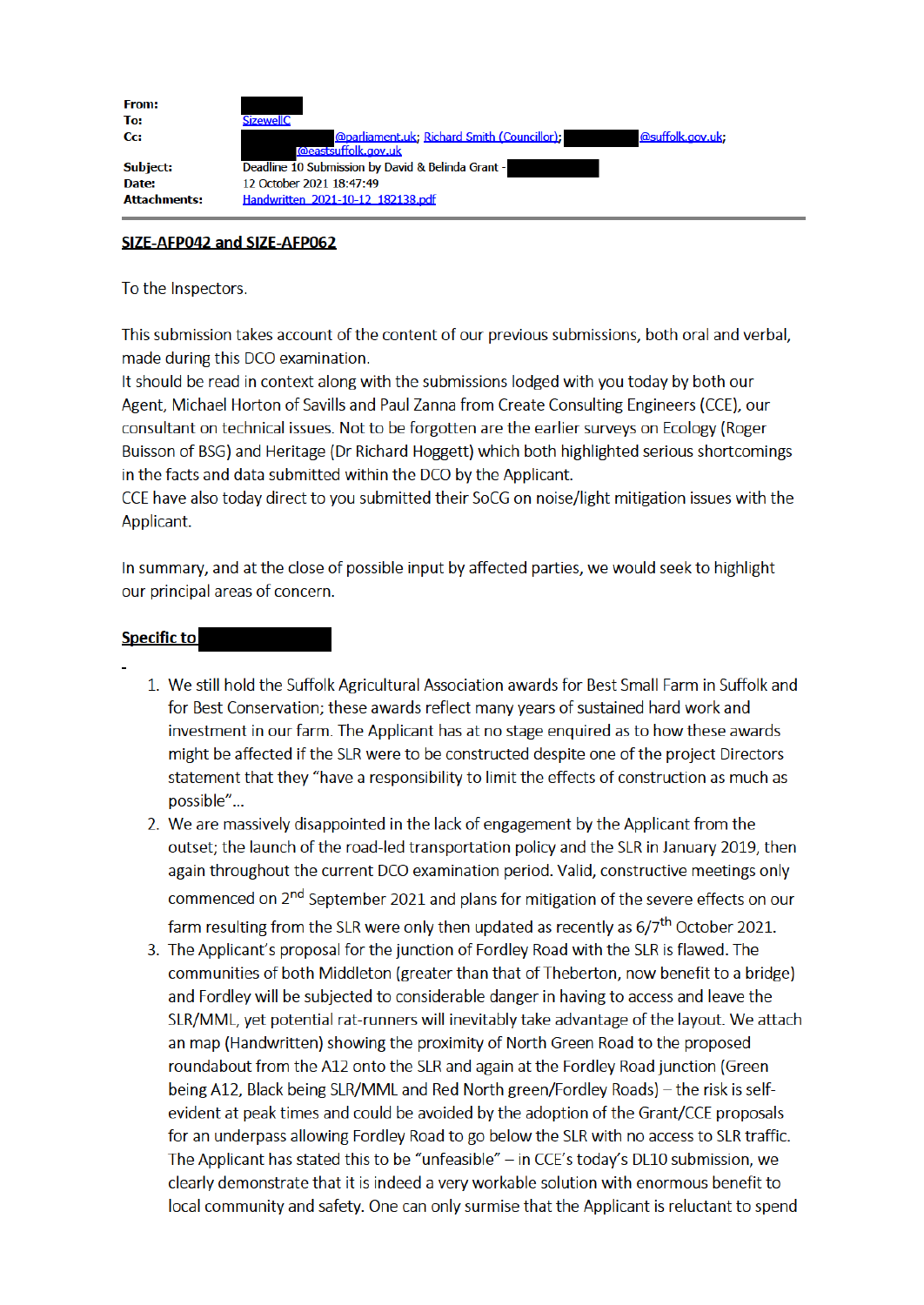| | |
|---|---|
| **From:** | |
| **To:** | SizewellC |
| **Cc:** | @parliament.uk; Richard Smith (Councillor); @suffolk.gov.uk; @eastsuffolk.gov.uk |
| **Subject:** | Deadline 10 Submission by David & Belinda Grant - |
| **Date:** | 12 October 2021 18:47:49 |
| **Attachments:** | Handwritten_2021-10-12_182138.pdf |

**SIZE-AFP042 and SIZE-AFP062**

To the Inspectors.

This submission takes account of the content of our previous submissions, both oral and verbal, made during this DCO examination.
It should be read in context along with the submissions lodged with you today by both our Agent, Michael Horton of Savills and Paul Zanna from Create Consulting Engineers (CCE), our consultant on technical issues. Not to be forgotten are the earlier surveys on Ecology (Roger Buisson of BSG) and Heritage (Dr Richard Hoggett) which both highlighted serious shortcomings in the facts and data submitted within the DCO by the Applicant.
CCE have also today direct to you submitted their SoCG on noise/light mitigation issues with the Applicant.

In summary, and at the close of possible input by affected parties, we would seek to highlight our principal areas of concern.

**Specific to**

-

1. We still hold the Suffolk Agricultural Association awards for Best Small Farm in Suffolk and for Best Conservation; these awards reflect many years of sustained hard work and investment in our farm. The Applicant has at no stage enquired as to how these awards might be affected if the SLR were to be constructed despite one of the project Directors statement that they "have a responsibility to limit the effects of construction as much as possible"...
2. We are massively disappointed in the lack of engagement by the Applicant from the outset; the launch of the road-led transportation policy and the SLR in January 2019, then again throughout the current DCO examination period. Valid, constructive meetings only commenced on 2nd September 2021 and plans for mitigation of the severe effects on our farm resulting from the SLR were only then updated as recently as 6/7th October 2021.
3. The Applicant's proposal for the junction of Fordley Road with the SLR is flawed. The communities of both Middleton (greater than that of Theberton, now benefit to a bridge) and Fordley will be subjected to considerable danger in having to access and leave the SLR/MML, yet potential rat-runners will inevitably take advantage of the layout. We attach an map (Handwritten) showing the proximity of North Green Road to the proposed roundabout from the A12 onto the SLR and again at the Fordley Road junction (Green being A12, Black being SLR/MML and Red North green/Fordley Roads) – the risk is self-evident at peak times and could be avoided by the adoption of the Grant/CCE proposals for an underpass allowing Fordley Road to go below the SLR with no access to SLR traffic. The Applicant has stated this to be "unfeasible" – in CCE's today's DL10 submission, we clearly demonstrate that it is indeed a very workable solution with enormous benefit to local community and safety. One can only surmise that the Applicant is reluctant to spend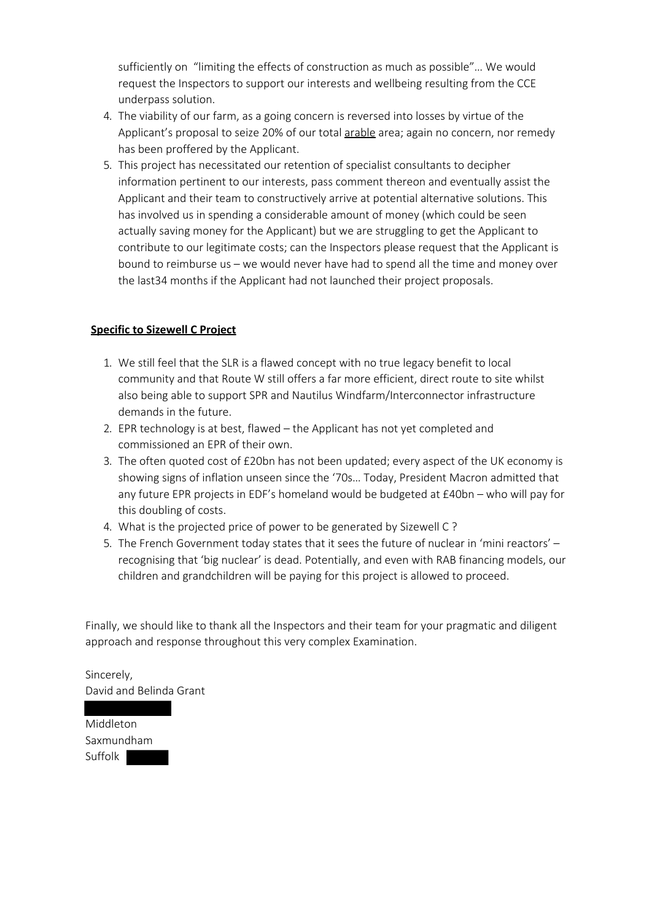sufficiently on "limiting the effects of construction as much as possible"… We would request the Inspectors to support our interests and wellbeing resulting from the CCE underpass solution.

4. The viability of our farm, as a going concern is reversed into losses by virtue of the Applicant's proposal to seize 20% of our total <u>arable</u> area; again no concern, nor remedy has been proffered by the Applicant.
5. This project has necessitated our retention of specialist consultants to decipher information pertinent to our interests, pass comment thereon and eventually assist the Applicant and their team to constructively arrive at potential alternative solutions. This has involved us in spending a considerable amount of money (which could be seen actually saving money for the Applicant) but we are struggling to get the Applicant to contribute to our legitimate costs; can the Inspectors please request that the Applicant is bound to reimburse us – we would never have had to spend all the time and money over the last34 months if the Applicant had not launched their project proposals.

**<u>Specific to Sizewell C Project</u>**

1. We still feel that the SLR is a flawed concept with no true legacy benefit to local community and that Route W still offers a far more efficient, direct route to site whilst also being able to support SPR and Nautilus Windfarm/Interconnector infrastructure demands in the future.
2. EPR technology is at best, flawed – the Applicant has not yet completed and commissioned an EPR of their own.
3. The often quoted cost of £20bn has not been updated; every aspect of the UK economy is showing signs of inflation unseen since the '70s… Today, President Macron admitted that any future EPR projects in EDF's homeland would be budgeted at £40bn – who will pay for this doubling of costs.
4. What is the projected price of power to be generated by Sizewell C ?
5. The French Government today states that it sees the future of nuclear in 'mini reactors' – recognising that 'big nuclear' is dead. Potentially, and even with RAB financing models, our children and grandchildren will be paying for this project is allowed to proceed.

Finally, we should like to thank all the Inspectors and their team for your pragmatic and diligent approach and response throughout this very complex Examination.

Sincerely,
David and Belinda Grant

Middleton
Saxmundham
Suffolk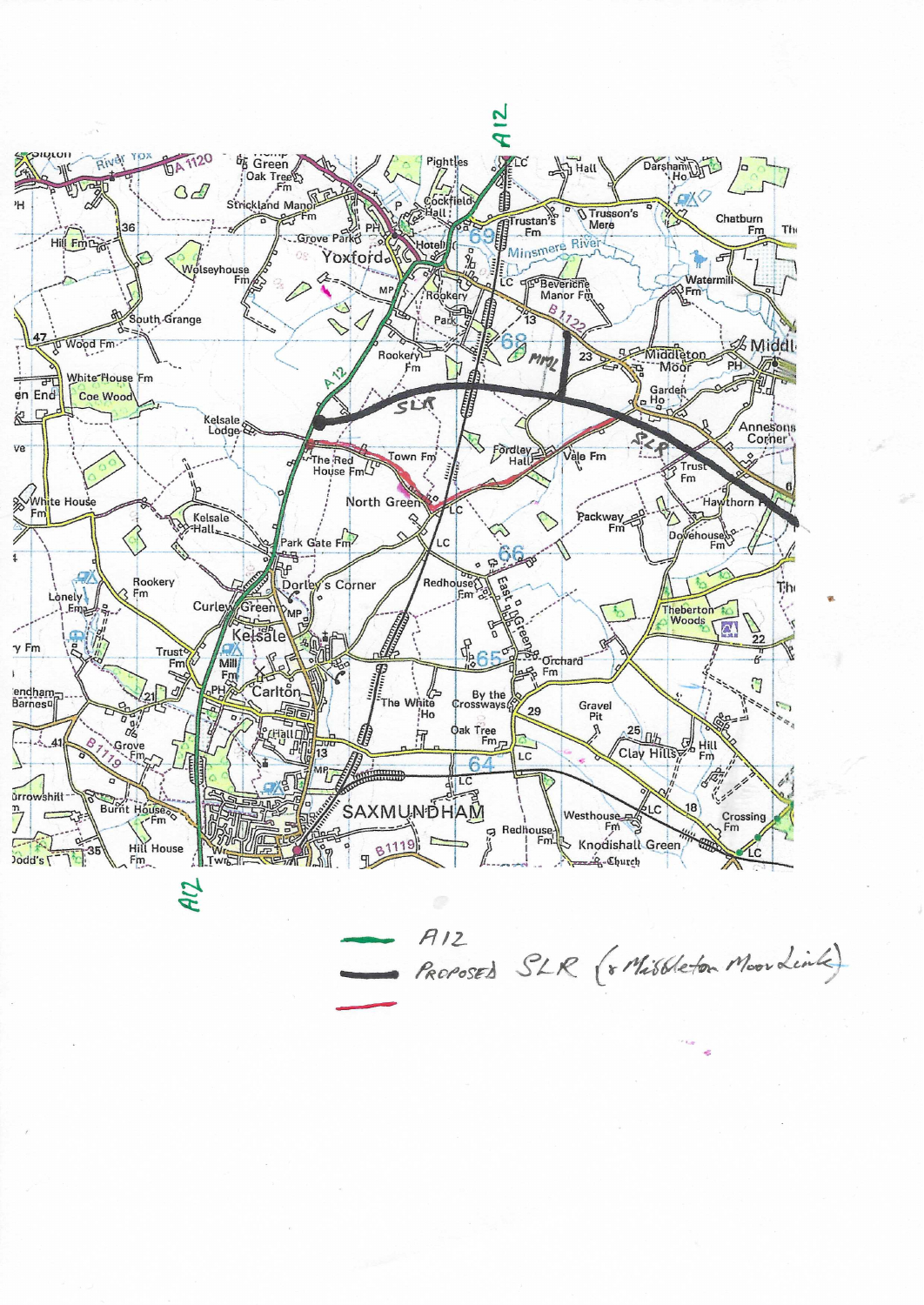A12

A12

A12

PROPOSED SLR (& Middleton Moor Link)